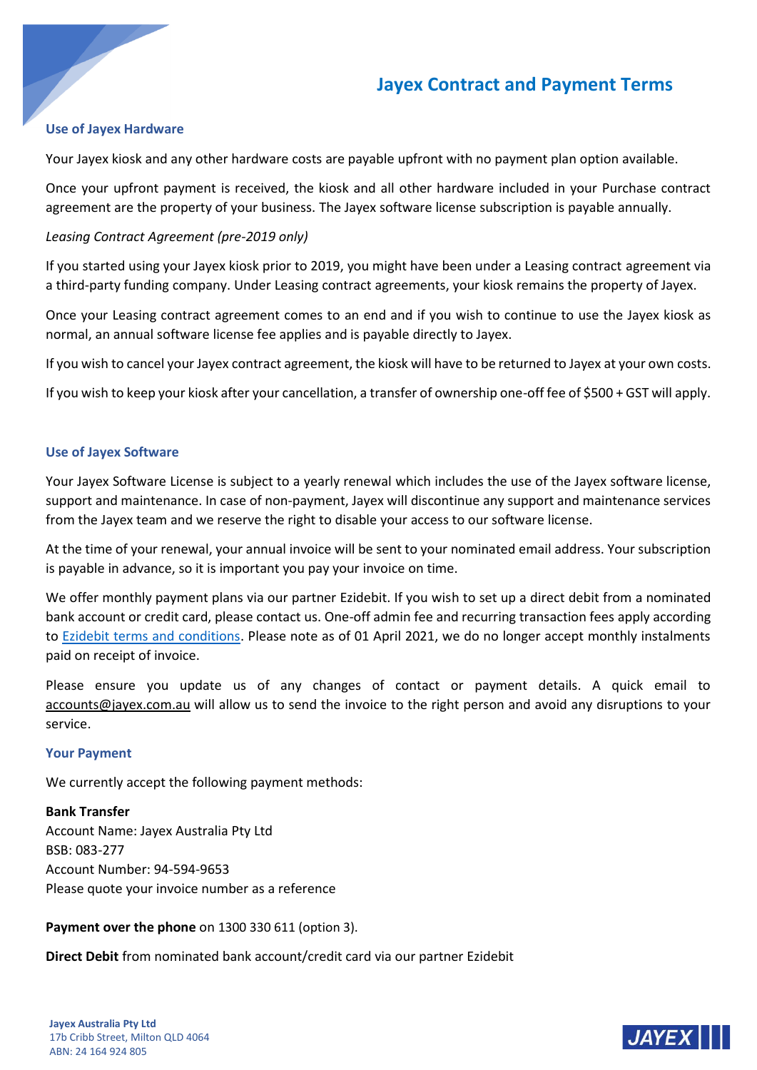# Jayex Contract and Payment Terms

## Use of Jayex Hardware

Your Jayex kiosk and any other hardware costs are payable upfront with no payment plan option available.

Once your upfront payment is received, the kiosk and all other hardware included in your Purchase contract agreement are the property of your business. The Jayex software license subscription is payable annually.

*Leasing Contract Agreement (pre-2019 only)*

If you started using your Jayex kiosk prior to 2019, you might have been under a Leasing contract agreement via a third-party funding company. Under Leasing contract agreements, your kiosk remains the property of Jayex.

Once your Leasing contract agreement comes to an end and if you wish to continue to use the Jayex kiosk as normal, an annual software license fee applies and is payable directly to Jayex.

If you wish to cancel your Jayex contract agreement, the kiosk will have to be returned to Jayex at your own costs.

If you wish to keep your kiosk after your cancellation, a transfer of ownership one-off fee of $500 + GST will apply.

## Use of Jayex Software

Your Jayex Software License is subject to a yearly renewal which includes the use of the Jayex software license, support and maintenance. In case of non-payment, Jayex will discontinue any support and maintenance services from the Jayex team and we reserve the right to disable your access to our software license.

At the time of your renewal, your annual invoice will be sent to your nominated email address. Your subscription is payable in advance, so it is important you pay your invoice on time.

We offer monthly payment plans via our partner Ezidebit. If you wish to set up a direct debit from a nominated bank account or credit card, please contact us. One-off admin fee and recurring transaction fees apply according to Ezidebit terms and conditions. Please note as of 01 April 2021, we do no longer accept monthly instalments paid on receipt of invoice.

Please ensure you update us of any changes of contact or payment details. A quick email to accounts@jayex.com.au will allow us to send the invoice to the right person and avoid any disruptions to your service.

## Your Payment

We currently accept the following payment methods:

**Bank Transfer**
Account Name: Jayex Australia Pty Ltd
BSB: 083-277
Account Number: 94-594-9653
Please quote your invoice number as a reference

**Payment over the phone** on 1300 330 611 (option 3).

**Direct Debit** from nominated bank account/credit card via our partner Ezidebit

Jayex Australia Pty Ltd
17b Cribb Street, Milton QLD 4064
ABN: 24 164 924 805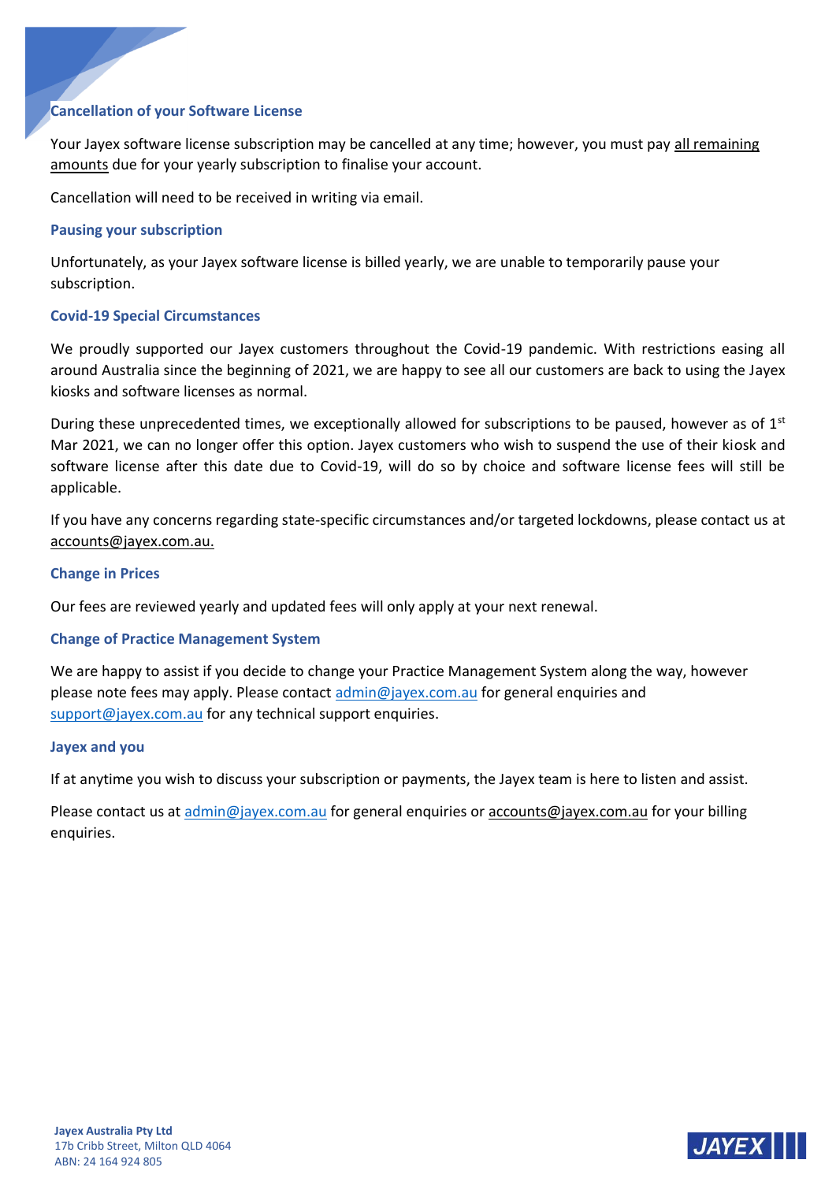### Cancellation of your Software License

Your Jayex software license subscription may be cancelled at any time; however, you must pay all remaining amounts due for your yearly subscription to finalise your account.

Cancellation will need to be received in writing via email.

### Pausing your subscription

Unfortunately, as your Jayex software license is billed yearly, we are unable to temporarily pause your subscription.

### Covid-19 Special Circumstances

We proudly supported our Jayex customers throughout the Covid-19 pandemic. With restrictions easing all around Australia since the beginning of 2021, we are happy to see all our customers are back to using the Jayex kiosks and software licenses as normal.

During these unprecedented times, we exceptionally allowed for subscriptions to be paused, however as of 1st Mar 2021, we can no longer offer this option. Jayex customers who wish to suspend the use of their kiosk and software license after this date due to Covid-19, will do so by choice and software license fees will still be applicable.

If you have any concerns regarding state-specific circumstances and/or targeted lockdowns, please contact us at accounts@jayex.com.au.

### Change in Prices

Our fees are reviewed yearly and updated fees will only apply at your next renewal.

### Change of Practice Management System

We are happy to assist if you decide to change your Practice Management System along the way, however please note fees may apply. Please contact admin@jayex.com.au for general enquiries and support@jayex.com.au for any technical support enquiries.

### Jayex and you

If at anytime you wish to discuss your subscription or payments, the Jayex team is here to listen and assist.

Please contact us at admin@jayex.com.au for general enquiries or accounts@jayex.com.au for your billing enquiries.

**Jayex Australia Pty Ltd**
17b Cribb Street, Milton QLD 4064
ABN: 24 164 924 805